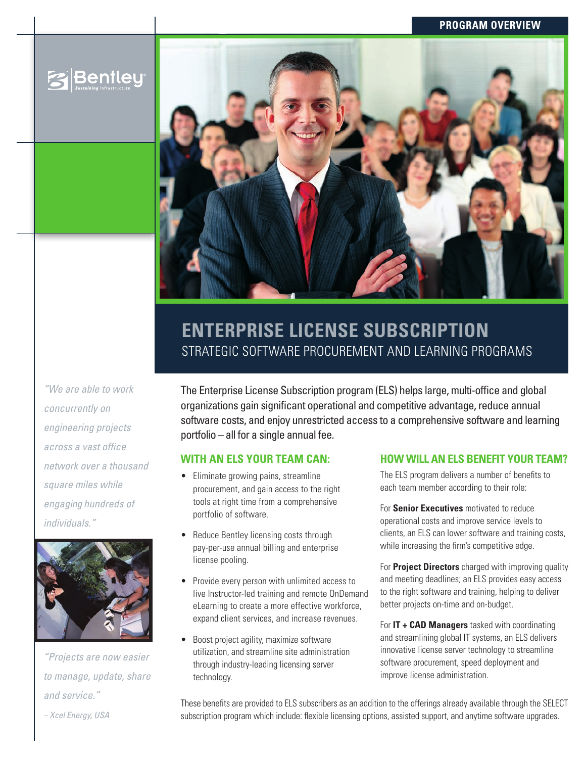PROGRAM OVERVIEW

# ENTERPRISE LICENSE SUBSCRIPTION

## STRATEGIC SOFTWARE PROCUREMENT AND LEARNING PROGRAMS

The Enterprise License Subscription program (ELS) helps large, multi-office and global organizations gain significant operational and competitive advantage, reduce annual software costs, and enjoy unrestricted access to a comprehensive software and learning portfolio – all for a single annual fee.

### WITH AN ELS YOUR TEAM CAN:

- Eliminate growing pains, streamline procurement, and gain access to the right tools at right time from a comprehensive portfolio of software.
- Reduce Bentley licensing costs through pay-per-use annual billing and enterprise license pooling.
- Provide every person with unlimited access to live Instructor-led training and remote OnDemand eLearning to create a more effective workforce, expand client services, and increase revenues.
- Boost project agility, maximize software utilization, and streamline site administration through industry-leading licensing server technology.

### HOW WILL AN ELS BENEFIT YOUR TEAM?

The ELS program delivers a number of benefits to each team member according to their role:

For **Senior Executives** motivated to reduce operational costs and improve service levels to clients, an ELS can lower software and training costs, while increasing the firm's competitive edge.

For **Project Directors** charged with improving quality and meeting deadlines; an ELS provides easy access to the right software and training, helping to deliver better projects on-time and on-budget.

For **IT + CAD Managers** tasked with coordinating and streamlining global IT systems, an ELS delivers innovative license server technology to streamline software procurement, speed deployment and improve license administration.

These benefits are provided to ELS subscribers as an addition to the offerings already available through the SELECT subscription program which include: flexible licensing options, assisted support, and anytime software upgrades.

*"We are able to work concurrently on engineering projects across a vast office network over a thousand square miles while engaging hundreds of individuals."*

*"Projects are now easier to manage, update, share and service."*

*– Xcel Energy, USA*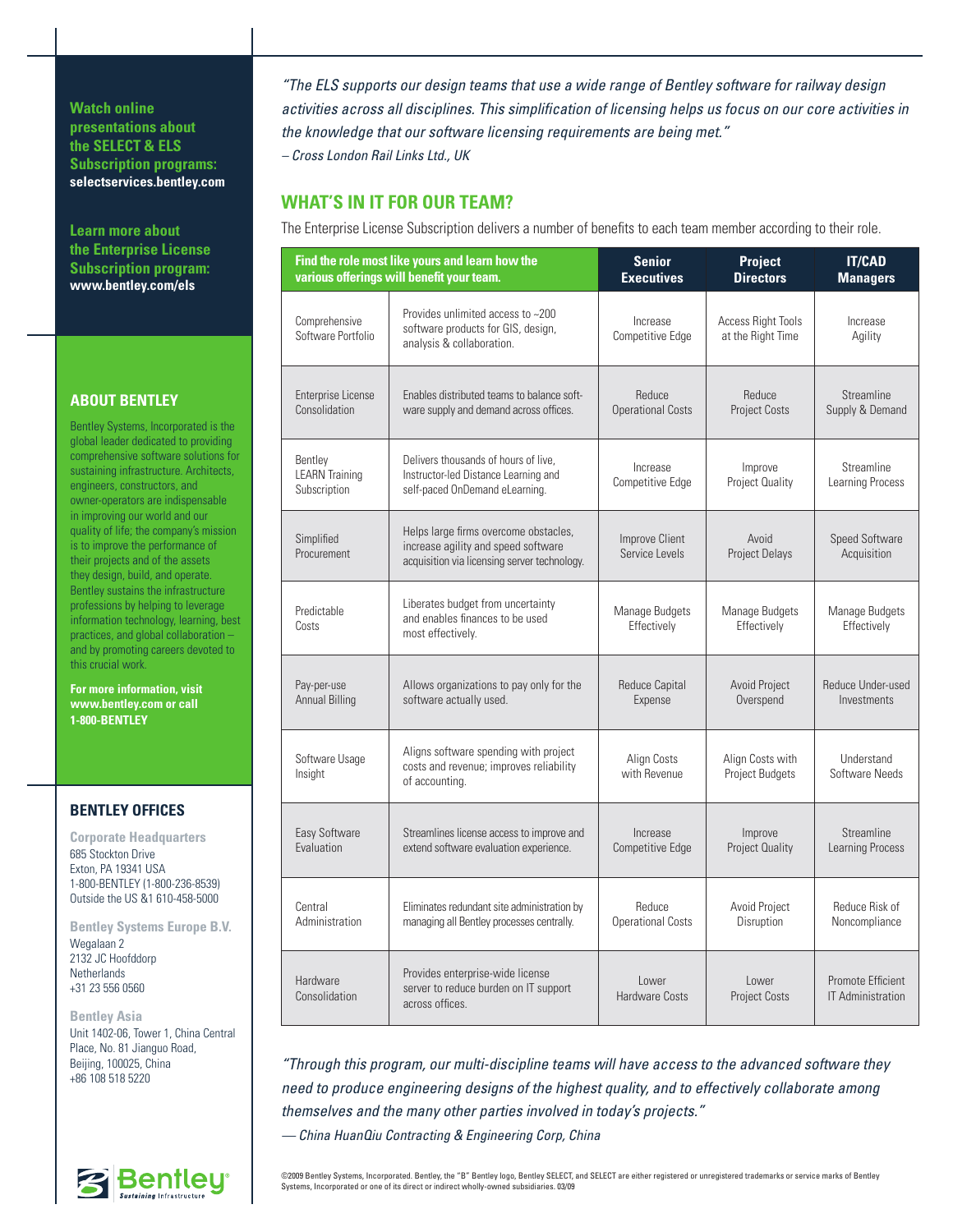*"The ELS supports our design teams that use a wide range of Bentley software for railway design activities across all disciplines. This simplification of licensing helps us focus on our core activities in the knowledge that our software licensing requirements are being met."*

*– Cross London Rail Links Ltd., UK*

## WHAT'S IN IT FOR OUR TEAM?

The Enterprise License Subscription delivers a number of benefits to each team member according to their role.

| Find the role most like yours and learn how the various offerings will benefit your team. | | Senior Executives | Project Directors | IT/CAD Managers |
|---|---|---|---|---|
| Comprehensive Software Portfolio | Provides unlimited access to ~200 software products for GIS, design, analysis & collaboration. | Increase Competitive Edge | Access Right Tools at the Right Time | Increase Agility |
| Enterprise License Consolidation | Enables distributed teams to balance software supply and demand across offices. | Reduce Operational Costs | Reduce Project Costs | Streamline Supply & Demand |
| Bentley LEARN Training Subscription | Delivers thousands of hours of live, Instructor-led Distance Learning and self-paced OnDemand eLearning. | Increase Competitive Edge | Improve Project Quality | Streamline Learning Process |
| Simplified Procurement | Helps large firms overcome obstacles, increase agility and speed software acquisition via licensing server technology. | Improve Client Service Levels | Avoid Project Delays | Speed Software Acquisition |
| Predictable Costs | Liberates budget from uncertainty and enables finances to be used most effectively. | Manage Budgets Effectively | Manage Budgets Effectively | Manage Budgets Effectively |
| Pay-per-use Annual Billing | Allows organizations to pay only for the software actually used. | Reduce Capital Expense | Avoid Project Overspend | Reduce Under-used Investments |
| Software Usage Insight | Aligns software spending with project costs and revenue; improves reliability of accounting. | Align Costs with Revenue | Align Costs with Project Budgets | Understand Software Needs |
| Easy Software Evaluation | Streamlines license access to improve and extend software evaluation experience. | Increase Competitive Edge | Improve Project Quality | Streamline Learning Process |
| Central Administration | Eliminates redundant site administration by managing all Bentley processes centrally. | Reduce Operational Costs | Avoid Project Disruption | Reduce Risk of Noncompliance |
| Hardware Consolidation | Provides enterprise-wide license server to reduce burden on IT support across offices. | Lower Hardware Costs | Lower Project Costs | Promote Efficient IT Administration |

*"Through this program, our multi-discipline teams will have access to the advanced software they need to produce engineering designs of the highest quality, and to effectively collaborate among themselves and the many other parties involved in today's projects."*

*— China HuanQiu Contracting & Engineering Corp, China*

**Watch online presentations about the SELECT & ELS Subscription programs:**
**selectservices.bentley.com**

**Learn more about the Enterprise License Subscription program:**
**www.bentley.com/els**

### ABOUT BENTLEY

Bentley Systems, Incorporated is the global leader dedicated to providing comprehensive software solutions for sustaining infrastructure. Architects, engineers, constructors, and owner-operators are indispensable in improving our world and our quality of life; the company's mission is to improve the performance of their projects and of the assets they design, build, and operate. Bentley sustains the infrastructure professions by helping to leverage information technology, learning, best practices, and global collaboration – and by promoting careers devoted to this crucial work.

**For more information, visit www.bentley.com or call 1-800-BENTLEY**

### BENTLEY OFFICES

**Corporate Headquarters**
685 Stockton Drive
Exton, PA 19341 USA
1-800-BENTLEY (1-800-236-8539)
Outside the US &1 610-458-5000

**Bentley Systems Europe B.V.**
Wegalaan 2
2132 JC Hoofddorp
Netherlands
+31 23 556 0560

**Bentley Asia**
Unit 1402-06, Tower 1, China Central Place, No. 81 Jianguo Road, Beijing, 100025, China
+86 108 518 5220

Bentley *Sustaining Infrastructure*

©2009 Bentley Systems, Incorporated. Bentley, the "B" Bentley logo, Bentley SELECT, and SELECT are either registered or unregistered trademarks or service marks of Bentley Systems, Incorporated or one of its direct or indirect wholly-owned subsidiaries. 03/09